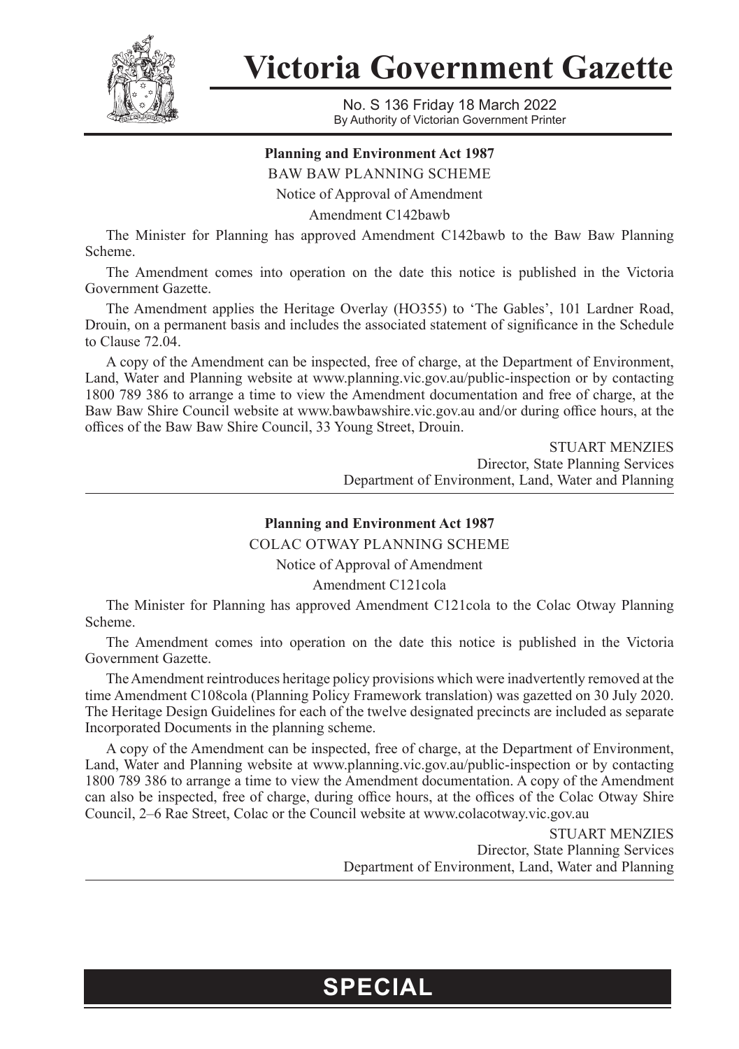# Victoria Government Gazette

No. S 136 Friday 18 March 2022
By Authority of Victorian Government Printer

**Planning and Environment Act 1987**

BAW BAW PLANNING SCHEME

Notice of Approval of Amendment

Amendment C142bawb

The Minister for Planning has approved Amendment C142bawb to the Baw Baw Planning Scheme.

The Amendment comes into operation on the date this notice is published in the Victoria Government Gazette.

The Amendment applies the Heritage Overlay (HO355) to 'The Gables', 101 Lardner Road, Drouin, on a permanent basis and includes the associated statement of significance in the Schedule to Clause 72.04.

A copy of the Amendment can be inspected, free of charge, at the Department of Environment, Land, Water and Planning website at www.planning.vic.gov.au/public-inspection or by contacting 1800 789 386 to arrange a time to view the Amendment documentation and free of charge, at the Baw Baw Shire Council website at www.bawbawshire.vic.gov.au and/or during office hours, at the offices of the Baw Baw Shire Council, 33 Young Street, Drouin.

STUART MENZIES
Director, State Planning Services
Department of Environment, Land, Water and Planning

---

**Planning and Environment Act 1987**

COLAC OTWAY PLANNING SCHEME

Notice of Approval of Amendment

Amendment C121cola

The Minister for Planning has approved Amendment C121cola to the Colac Otway Planning Scheme.

The Amendment comes into operation on the date this notice is published in the Victoria Government Gazette.

The Amendment reintroduces heritage policy provisions which were inadvertently removed at the time Amendment C108cola (Planning Policy Framework translation) was gazetted on 30 July 2020. The Heritage Design Guidelines for each of the twelve designated precincts are included as separate Incorporated Documents in the planning scheme.

A copy of the Amendment can be inspected, free of charge, at the Department of Environment, Land, Water and Planning website at www.planning.vic.gov.au/public-inspection or by contacting 1800 789 386 to arrange a time to view the Amendment documentation. A copy of the Amendment can also be inspected, free of charge, during office hours, at the offices of the Colac Otway Shire Council, 2–6 Rae Street, Colac or the Council website at www.colacotway.vic.gov.au

STUART MENZIES
Director, State Planning Services
Department of Environment, Land, Water and Planning

**SPECIAL**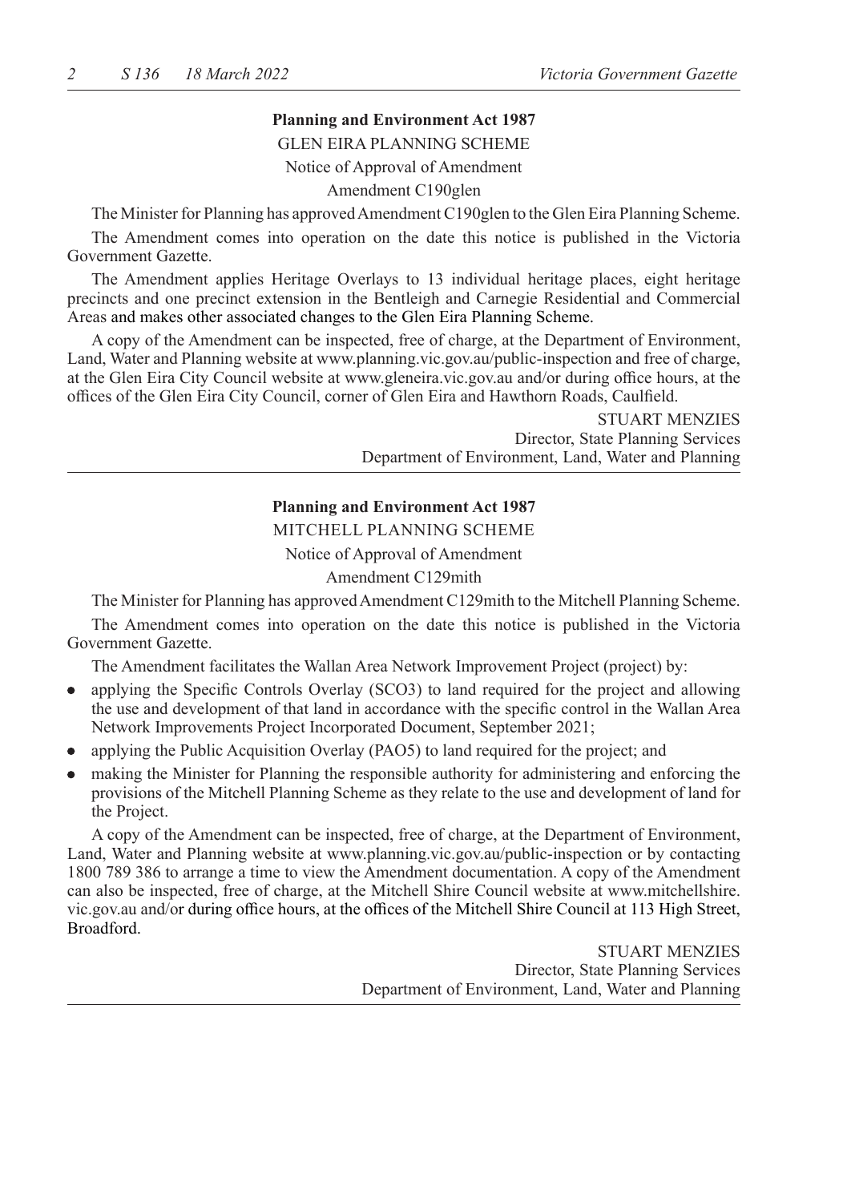**Planning and Environment Act 1987**

GLEN EIRA PLANNING SCHEME

Notice of Approval of Amendment

Amendment C190glen

The Minister for Planning has approved Amendment C190glen to the Glen Eira Planning Scheme.

The Amendment comes into operation on the date this notice is published in the Victoria Government Gazette.

The Amendment applies Heritage Overlays to 13 individual heritage places, eight heritage precincts and one precinct extension in the Bentleigh and Carnegie Residential and Commercial Areas and makes other associated changes to the Glen Eira Planning Scheme.

A copy of the Amendment can be inspected, free of charge, at the Department of Environment, Land, Water and Planning website at www.planning.vic.gov.au/public-inspection and free of charge, at the Glen Eira City Council website at www.gleneira.vic.gov.au and/or during office hours, at the offices of the Glen Eira City Council, corner of Glen Eira and Hawthorn Roads, Caulfield.

STUART MENZIES
Director, State Planning Services
Department of Environment, Land, Water and Planning

---

**Planning and Environment Act 1987**

MITCHELL PLANNING SCHEME

Notice of Approval of Amendment

Amendment C129mith

The Minister for Planning has approved Amendment C129mith to the Mitchell Planning Scheme.

The Amendment comes into operation on the date this notice is published in the Victoria Government Gazette.

The Amendment facilitates the Wallan Area Network Improvement Project (project) by:

- applying the Specific Controls Overlay (SCO3) to land required for the project and allowing the use and development of that land in accordance with the specific control in the Wallan Area Network Improvements Project Incorporated Document, September 2021;
- applying the Public Acquisition Overlay (PAO5) to land required for the project; and
- making the Minister for Planning the responsible authority for administering and enforcing the provisions of the Mitchell Planning Scheme as they relate to the use and development of land for the Project.

A copy of the Amendment can be inspected, free of charge, at the Department of Environment, Land, Water and Planning website at www.planning.vic.gov.au/public-inspection or by contacting 1800 789 386 to arrange a time to view the Amendment documentation. A copy of the Amendment can also be inspected, free of charge, at the Mitchell Shire Council website at www.mitchellshire.vic.gov.au and/or during office hours, at the offices of the Mitchell Shire Council at 113 High Street, Broadford.

STUART MENZIES
Director, State Planning Services
Department of Environment, Land, Water and Planning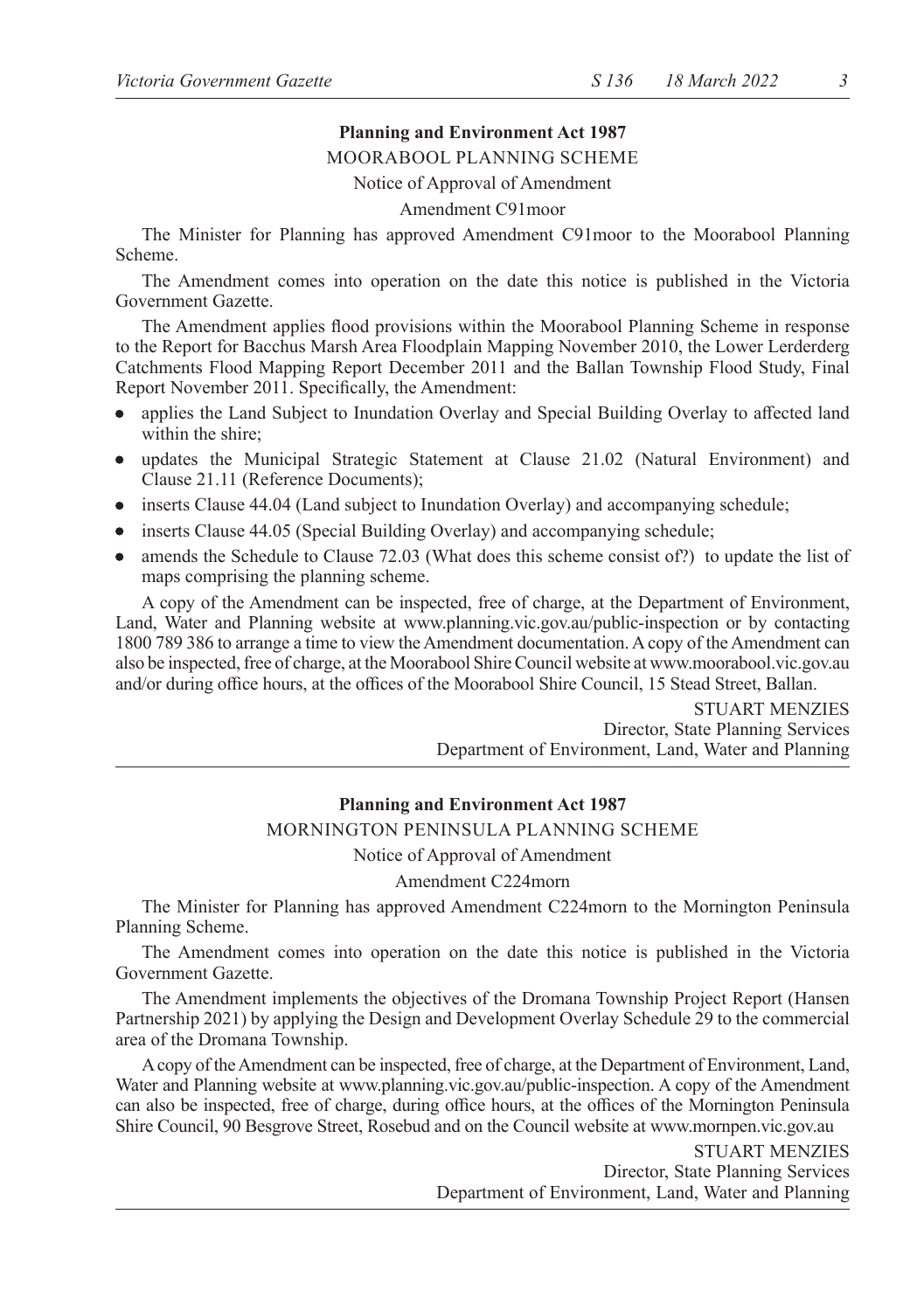**Planning and Environment Act 1987**

MOORABOOL PLANNING SCHEME

Notice of Approval of Amendment

Amendment C91moor

The Minister for Planning has approved Amendment C91moor to the Moorabool Planning Scheme.

The Amendment comes into operation on the date this notice is published in the Victoria Government Gazette.

The Amendment applies flood provisions within the Moorabool Planning Scheme in response to the Report for Bacchus Marsh Area Floodplain Mapping November 2010, the Lower Lerderderg Catchments Flood Mapping Report December 2011 and the Ballan Township Flood Study, Final Report November 2011. Specifically, the Amendment:

- applies the Land Subject to Inundation Overlay and Special Building Overlay to affected land within the shire;
- updates the Municipal Strategic Statement at Clause 21.02 (Natural Environment) and Clause 21.11 (Reference Documents);
- inserts Clause 44.04 (Land subject to Inundation Overlay) and accompanying schedule;
- inserts Clause 44.05 (Special Building Overlay) and accompanying schedule;
- amends the Schedule to Clause 72.03 (What does this scheme consist of?) to update the list of maps comprising the planning scheme.

A copy of the Amendment can be inspected, free of charge, at the Department of Environment, Land, Water and Planning website at www.planning.vic.gov.au/public-inspection or by contacting 1800 789 386 to arrange a time to view the Amendment documentation. A copy of the Amendment can also be inspected, free of charge, at the Moorabool Shire Council website at www.moorabool.vic.gov.au and/or during office hours, at the offices of the Moorabool Shire Council, 15 Stead Street, Ballan.

STUART MENZIES
Director, State Planning Services
Department of Environment, Land, Water and Planning

---

**Planning and Environment Act 1987**

MORNINGTON PENINSULA PLANNING SCHEME

Notice of Approval of Amendment

Amendment C224morn

The Minister for Planning has approved Amendment C224morn to the Mornington Peninsula Planning Scheme.

The Amendment comes into operation on the date this notice is published in the Victoria Government Gazette.

The Amendment implements the objectives of the Dromana Township Project Report (Hansen Partnership 2021) by applying the Design and Development Overlay Schedule 29 to the commercial area of the Dromana Township.

A copy of the Amendment can be inspected, free of charge, at the Department of Environment, Land, Water and Planning website at www.planning.vic.gov.au/public-inspection. A copy of the Amendment can also be inspected, free of charge, during office hours, at the offices of the Mornington Peninsula Shire Council, 90 Besgrove Street, Rosebud and on the Council website at www.mornpen.vic.gov.au

STUART MENZIES
Director, State Planning Services
Department of Environment, Land, Water and Planning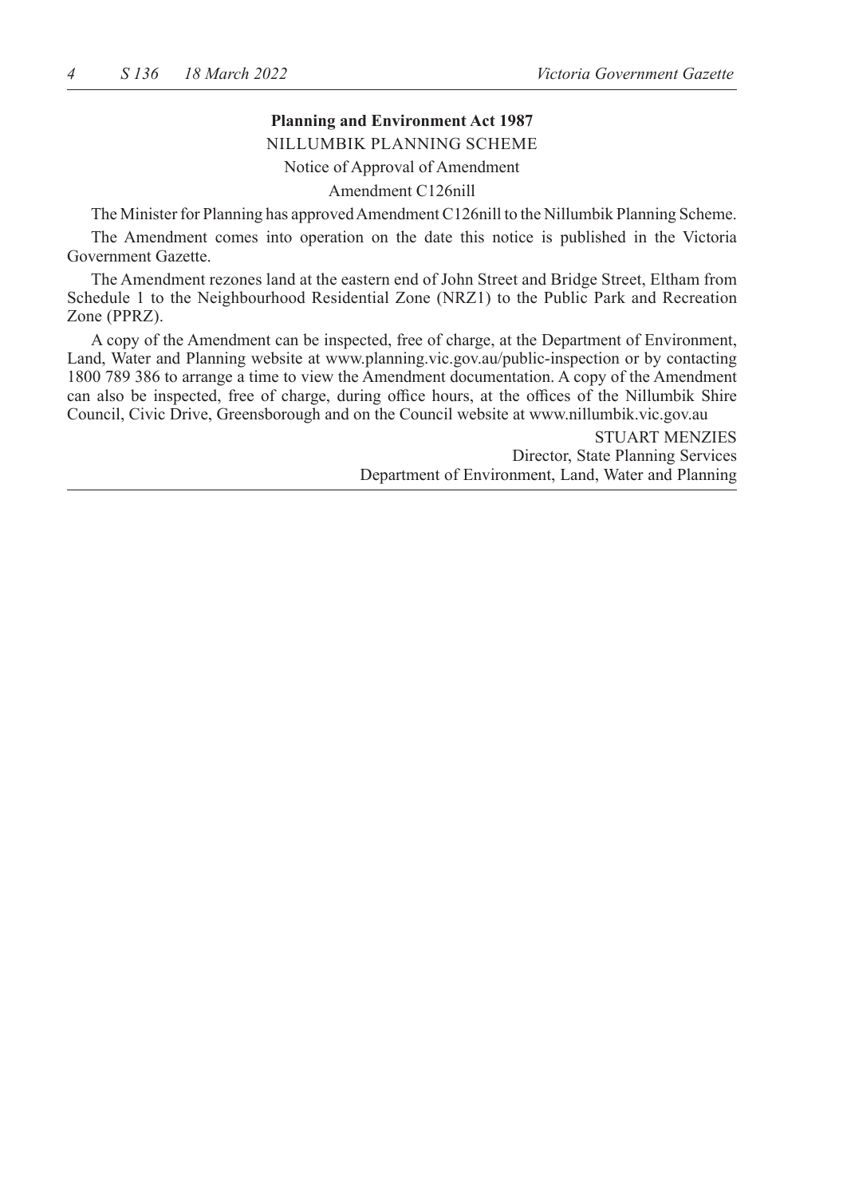**Planning and Environment Act 1987**

NILLUMBIK PLANNING SCHEME

Notice of Approval of Amendment

Amendment C126nill

The Minister for Planning has approved Amendment C126nill to the Nillumbik Planning Scheme.

The Amendment comes into operation on the date this notice is published in the Victoria Government Gazette.

The Amendment rezones land at the eastern end of John Street and Bridge Street, Eltham from Schedule 1 to the Neighbourhood Residential Zone (NRZ1) to the Public Park and Recreation Zone (PPRZ).

A copy of the Amendment can be inspected, free of charge, at the Department of Environment, Land, Water and Planning website at www.planning.vic.gov.au/public-inspection or by contacting 1800 789 386 to arrange a time to view the Amendment documentation. A copy of the Amendment can also be inspected, free of charge, during office hours, at the offices of the Nillumbik Shire Council, Civic Drive, Greensborough and on the Council website at www.nillumbik.vic.gov.au

STUART MENZIES
Director, State Planning Services
Department of Environment, Land, Water and Planning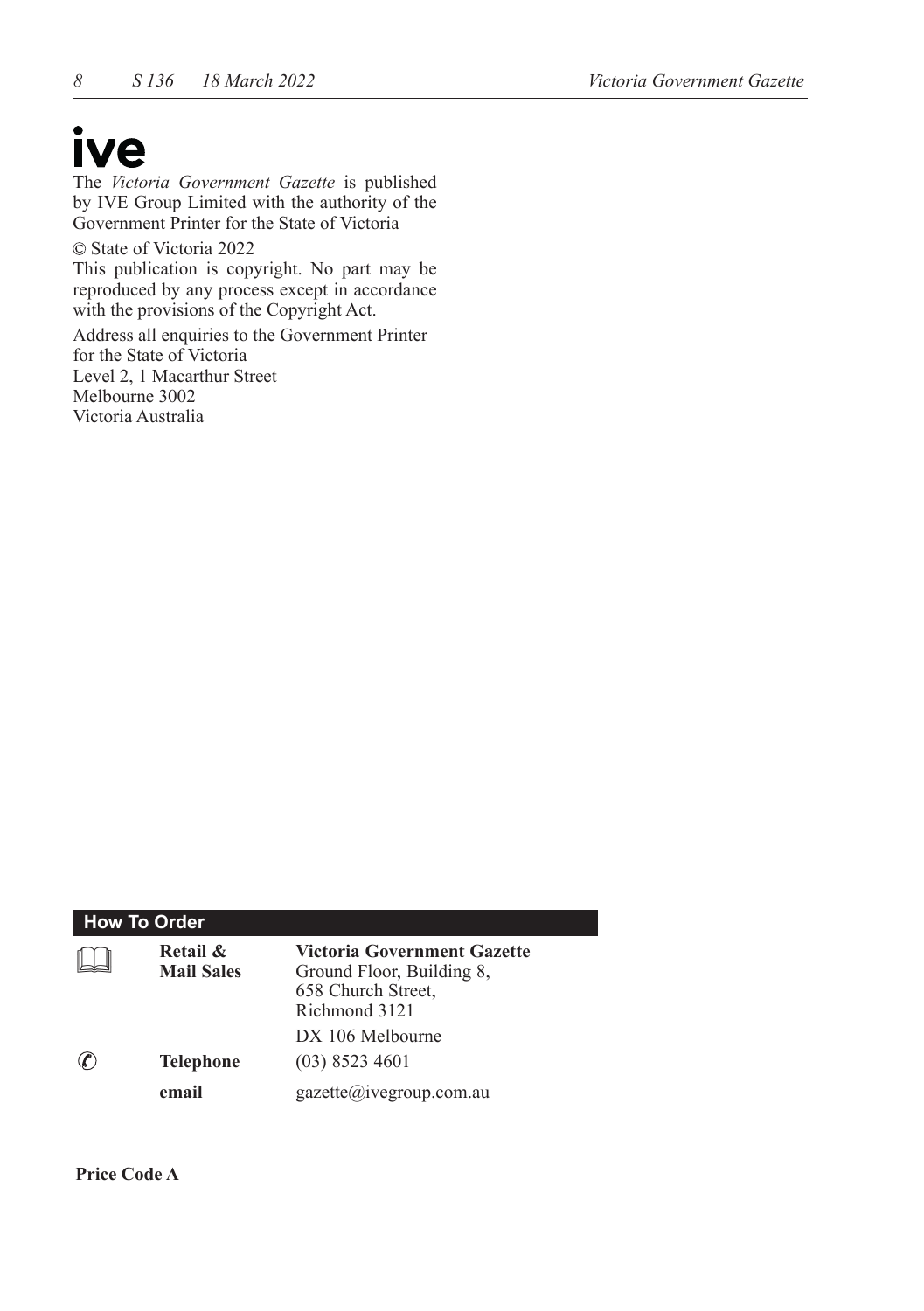ive

The *Victoria Government Gazette* is published by IVE Group Limited with the authority of the Government Printer for the State of Victoria

© State of Victoria 2022

This publication is copyright. No part may be reproduced by any process except in accordance with the provisions of the Copyright Act.

Address all enquiries to the Government Printer for the State of Victoria
Level 2, 1 Macarthur Street
Melbourne 3002
Victoria Australia

## How To Order

| | | |
|---|---|---|
| | **Retail & Mail Sales** | **Victoria Government Gazette**<br>Ground Floor, Building 8,<br>658 Church Street,<br>Richmond 3121<br>DX 106 Melbourne |
| | **Telephone** | (03) 8523 4601 |
| | **email** | gazette@ivegroup.com.au |

**Price Code A**